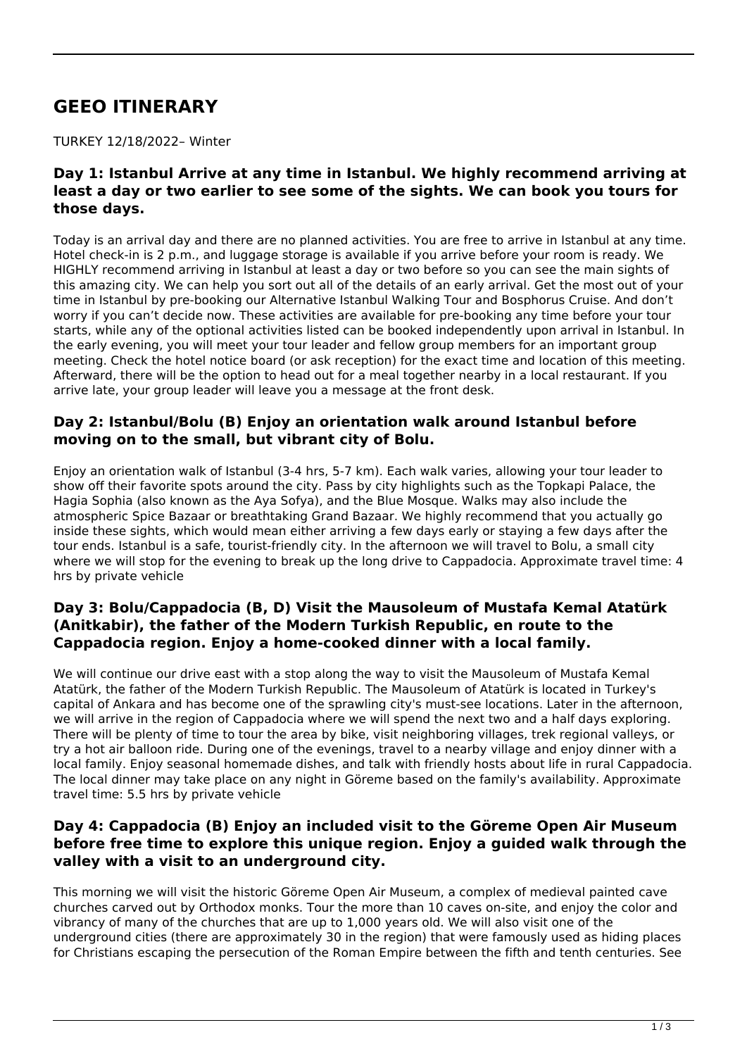# GEEO ITINERARY

TURKEY 12/18/2022– Winter

### Day 1: Istanbul Arrive at any time in Istanbul. We highly recommend arriving at least a day or two earlier to see some of the sights. We can book you tours for those days.

Today is an arrival day and there are no planned activities. You are free to arrive in Istanbul at any time. Hotel check-in is 2 p.m., and luggage storage is available if you arrive before your room is ready. We HIGHLY recommend arriving in Istanbul at least a day or two before so you can see the main sights of this amazing city. We can help you sort out all of the details of an early arrival. Get the most out of your time in Istanbul by pre-booking our Alternative Istanbul Walking Tour and Bosphorus Cruise. And don't worry if you can't decide now. These activities are available for pre-booking any time before your tour starts, while any of the optional activities listed can be booked independently upon arrival in Istanbul. In the early evening, you will meet your tour leader and fellow group members for an important group meeting. Check the hotel notice board (or ask reception) for the exact time and location of this meeting. Afterward, there will be the option to head out for a meal together nearby in a local restaurant. If you arrive late, your group leader will leave you a message at the front desk.

### Day 2: Istanbul/Bolu (B) Enjoy an orientation walk around Istanbul before moving on to the small, but vibrant city of Bolu.

Enjoy an orientation walk of Istanbul (3-4 hrs, 5-7 km). Each walk varies, allowing your tour leader to show off their favorite spots around the city. Pass by city highlights such as the Topkapi Palace, the Hagia Sophia (also known as the Aya Sofya), and the Blue Mosque. Walks may also include the atmospheric Spice Bazaar or breathtaking Grand Bazaar. We highly recommend that you actually go inside these sights, which would mean either arriving a few days early or staying a few days after the tour ends. Istanbul is a safe, tourist-friendly city. In the afternoon we will travel to Bolu, a small city where we will stop for the evening to break up the long drive to Cappadocia. Approximate travel time: 4 hrs by private vehicle

### Day 3: Bolu/Cappadocia (B, D) Visit the Mausoleum of Mustafa Kemal Atatürk (Anitkabir), the father of the Modern Turkish Republic, en route to the Cappadocia region. Enjoy a home-cooked dinner with a local family.

We will continue our drive east with a stop along the way to visit the Mausoleum of Mustafa Kemal Atatürk, the father of the Modern Turkish Republic. The Mausoleum of Atatürk is located in Turkey's capital of Ankara and has become one of the sprawling city's must-see locations. Later in the afternoon, we will arrive in the region of Cappadocia where we will spend the next two and a half days exploring. There will be plenty of time to tour the area by bike, visit neighboring villages, trek regional valleys, or try a hot air balloon ride. During one of the evenings, travel to a nearby village and enjoy dinner with a local family. Enjoy seasonal homemade dishes, and talk with friendly hosts about life in rural Cappadocia. The local dinner may take place on any night in Göreme based on the family's availability. Approximate travel time: 5.5 hrs by private vehicle

### Day 4: Cappadocia (B) Enjoy an included visit to the Göreme Open Air Museum before free time to explore this unique region. Enjoy a guided walk through the valley with a visit to an underground city.

This morning we will visit the historic Göreme Open Air Museum, a complex of medieval painted cave churches carved out by Orthodox monks. Tour the more than 10 caves on-site, and enjoy the color and vibrancy of many of the churches that are up to 1,000 years old. We will also visit one of the underground cities (there are approximately 30 in the region) that were famously used as hiding places for Christians escaping the persecution of the Roman Empire between the fifth and tenth centuries. See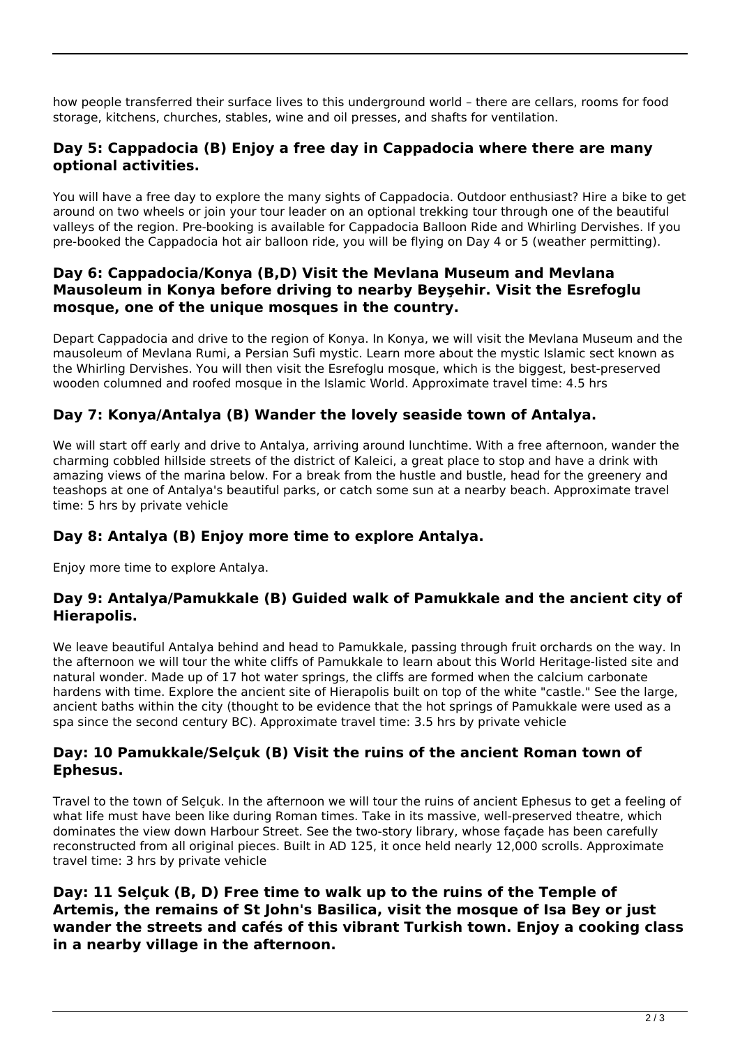how people transferred their surface lives to this underground world – there are cellars, rooms for food storage, kitchens, churches, stables, wine and oil presses, and shafts for ventilation.

### Day 5: Cappadocia (B) Enjoy a free day in Cappadocia where there are many optional activities.

You will have a free day to explore the many sights of Cappadocia. Outdoor enthusiast? Hire a bike to get around on two wheels or join your tour leader on an optional trekking tour through one of the beautiful valleys of the region. Pre-booking is available for Cappadocia Balloon Ride and Whirling Dervishes. If you pre-booked the Cappadocia hot air balloon ride, you will be flying on Day 4 or 5 (weather permitting).

### Day 6: Cappadocia/Konya (B,D) Visit the Mevlana Museum and Mevlana Mausoleum in Konya before driving to nearby Beyşehir. Visit the Esrefoglu mosque, one of the unique mosques in the country.

Depart Cappadocia and drive to the region of Konya. In Konya, we will visit the Mevlana Museum and the mausoleum of Mevlana Rumi, a Persian Sufi mystic. Learn more about the mystic Islamic sect known as the Whirling Dervishes. You will then visit the Esrefoglu mosque, which is the biggest, best-preserved wooden columned and roofed mosque in the Islamic World. Approximate travel time: 4.5 hrs

### Day 7: Konya/Antalya (B) Wander the lovely seaside town of Antalya.

We will start off early and drive to Antalya, arriving around lunchtime. With a free afternoon, wander the charming cobbled hillside streets of the district of Kaleici, a great place to stop and have a drink with amazing views of the marina below. For a break from the hustle and bustle, head for the greenery and teashops at one of Antalya's beautiful parks, or catch some sun at a nearby beach. Approximate travel time: 5 hrs by private vehicle

### Day 8: Antalya (B) Enjoy more time to explore Antalya.

Enjoy more time to explore Antalya.

### Day 9: Antalya/Pamukkale (B) Guided walk of Pamukkale and the ancient city of Hierapolis.

We leave beautiful Antalya behind and head to Pamukkale, passing through fruit orchards on the way. In the afternoon we will tour the white cliffs of Pamukkale to learn about this World Heritage-listed site and natural wonder. Made up of 17 hot water springs, the cliffs are formed when the calcium carbonate hardens with time. Explore the ancient site of Hierapolis built on top of the white "castle." See the large, ancient baths within the city (thought to be evidence that the hot springs of Pamukkale were used as a spa since the second century BC). Approximate travel time: 3.5 hrs by private vehicle

### Day: 10 Pamukkale/Selçuk (B) Visit the ruins of the ancient Roman town of Ephesus.

Travel to the town of Selçuk. In the afternoon we will tour the ruins of ancient Ephesus to get a feeling of what life must have been like during Roman times. Take in its massive, well-preserved theatre, which dominates the view down Harbour Street. See the two-story library, whose façade has been carefully reconstructed from all original pieces. Built in AD 125, it once held nearly 12,000 scrolls. Approximate travel time: 3 hrs by private vehicle

### Day: 11 Selçuk (B, D) Free time to walk up to the ruins of the Temple of Artemis, the remains of St John's Basilica, visit the mosque of Isa Bey or just wander the streets and cafés of this vibrant Turkish town. Enjoy a cooking class in a nearby village in the afternoon.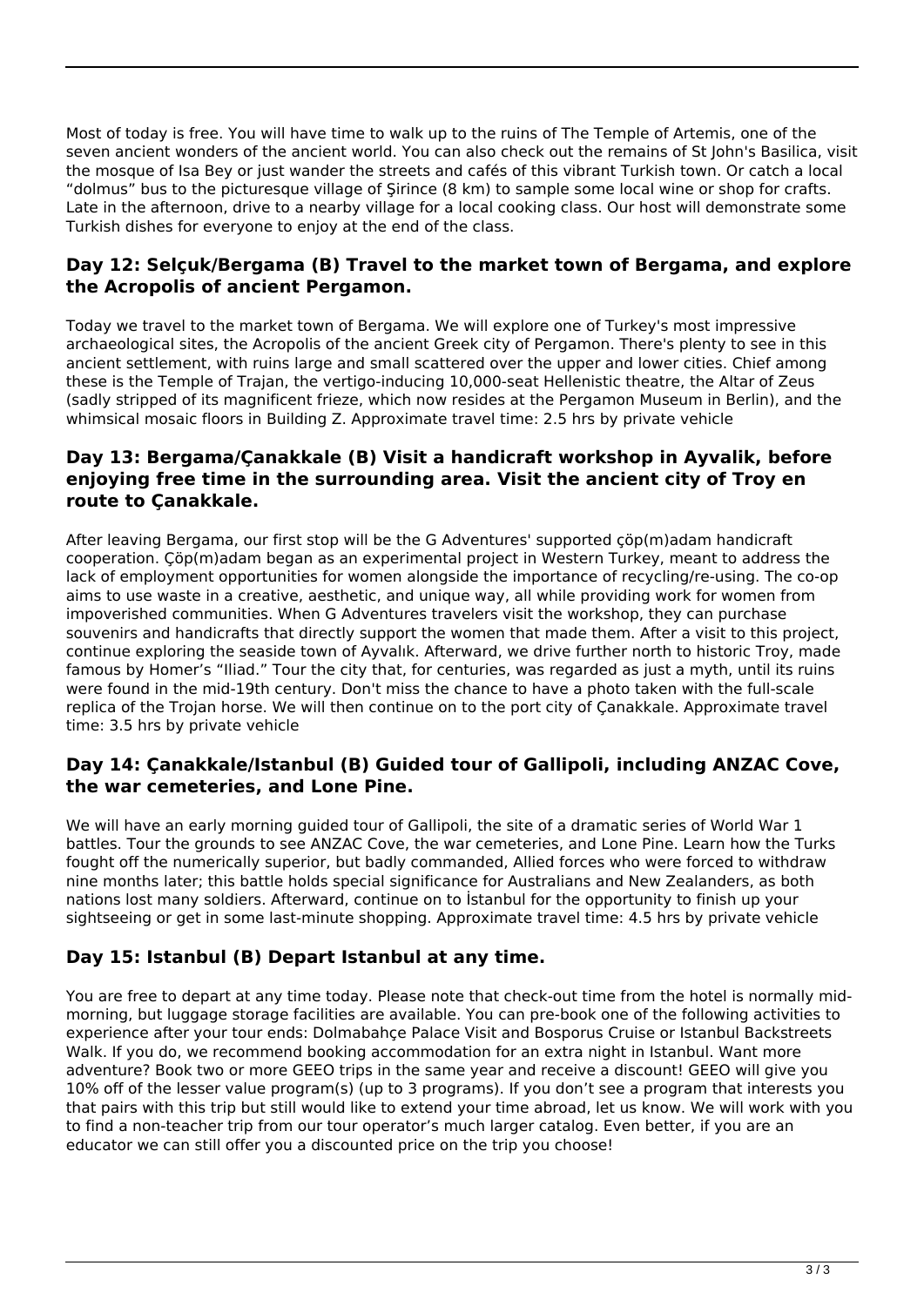Most of today is free. You will have time to walk up to the ruins of The Temple of Artemis, one of the seven ancient wonders of the ancient world. You can also check out the remains of St John's Basilica, visit the mosque of Isa Bey or just wander the streets and cafés of this vibrant Turkish town. Or catch a local "dolmus" bus to the picturesque village of Şirince (8 km) to sample some local wine or shop for crafts. Late in the afternoon, drive to a nearby village for a local cooking class. Our host will demonstrate some Turkish dishes for everyone to enjoy at the end of the class.

### Day 12: Selçuk/Bergama (B) Travel to the market town of Bergama, and explore the Acropolis of ancient Pergamon.

Today we travel to the market town of Bergama. We will explore one of Turkey's most impressive archaeological sites, the Acropolis of the ancient Greek city of Pergamon. There's plenty to see in this ancient settlement, with ruins large and small scattered over the upper and lower cities. Chief among these is the Temple of Trajan, the vertigo-inducing 10,000-seat Hellenistic theatre, the Altar of Zeus (sadly stripped of its magnificent frieze, which now resides at the Pergamon Museum in Berlin), and the whimsical mosaic floors in Building Z. Approximate travel time: 2.5 hrs by private vehicle

### Day 13: Bergama/Çanakkale (B) Visit a handicraft workshop in Ayvalik, before enjoying free time in the surrounding area. Visit the ancient city of Troy en route to Çanakkale.

After leaving Bergama, our first stop will be the G Adventures' supported çöp(m)adam handicraft cooperation. Çöp(m)adam began as an experimental project in Western Turkey, meant to address the lack of employment opportunities for women alongside the importance of recycling/re-using. The co-op aims to use waste in a creative, aesthetic, and unique way, all while providing work for women from impoverished communities. When G Adventures travelers visit the workshop, they can purchase souvenirs and handicrafts that directly support the women that made them. After a visit to this project, continue exploring the seaside town of Ayvalık. Afterward, we drive further north to historic Troy, made famous by Homer's "Iliad." Tour the city that, for centuries, was regarded as just a myth, until its ruins were found in the mid-19th century. Don't miss the chance to have a photo taken with the full-scale replica of the Trojan horse. We will then continue on to the port city of Çanakkale. Approximate travel time: 3.5 hrs by private vehicle

### Day 14: Çanakkale/Istanbul (B) Guided tour of Gallipoli, including ANZAC Cove, the war cemeteries, and Lone Pine.

We will have an early morning guided tour of Gallipoli, the site of a dramatic series of World War 1 battles. Tour the grounds to see ANZAC Cove, the war cemeteries, and Lone Pine. Learn how the Turks fought off the numerically superior, but badly commanded, Allied forces who were forced to withdraw nine months later; this battle holds special significance for Australians and New Zealanders, as both nations lost many soldiers. Afterward, continue on to İstanbul for the opportunity to finish up your sightseeing or get in some last-minute shopping. Approximate travel time: 4.5 hrs by private vehicle

### Day 15: Istanbul (B) Depart Istanbul at any time.

You are free to depart at any time today. Please note that check-out time from the hotel is normally mid-morning, but luggage storage facilities are available. You can pre-book one of the following activities to experience after your tour ends: Dolmabahçe Palace Visit and Bosporus Cruise or Istanbul Backstreets Walk. If you do, we recommend booking accommodation for an extra night in Istanbul. Want more adventure? Book two or more GEEO trips in the same year and receive a discount! GEEO will give you 10% off of the lesser value program(s) (up to 3 programs). If you don't see a program that interests you that pairs with this trip but still would like to extend your time abroad, let us know. We will work with you to find a non-teacher trip from our tour operator's much larger catalog. Even better, if you are an educator we can still offer you a discounted price on the trip you choose!